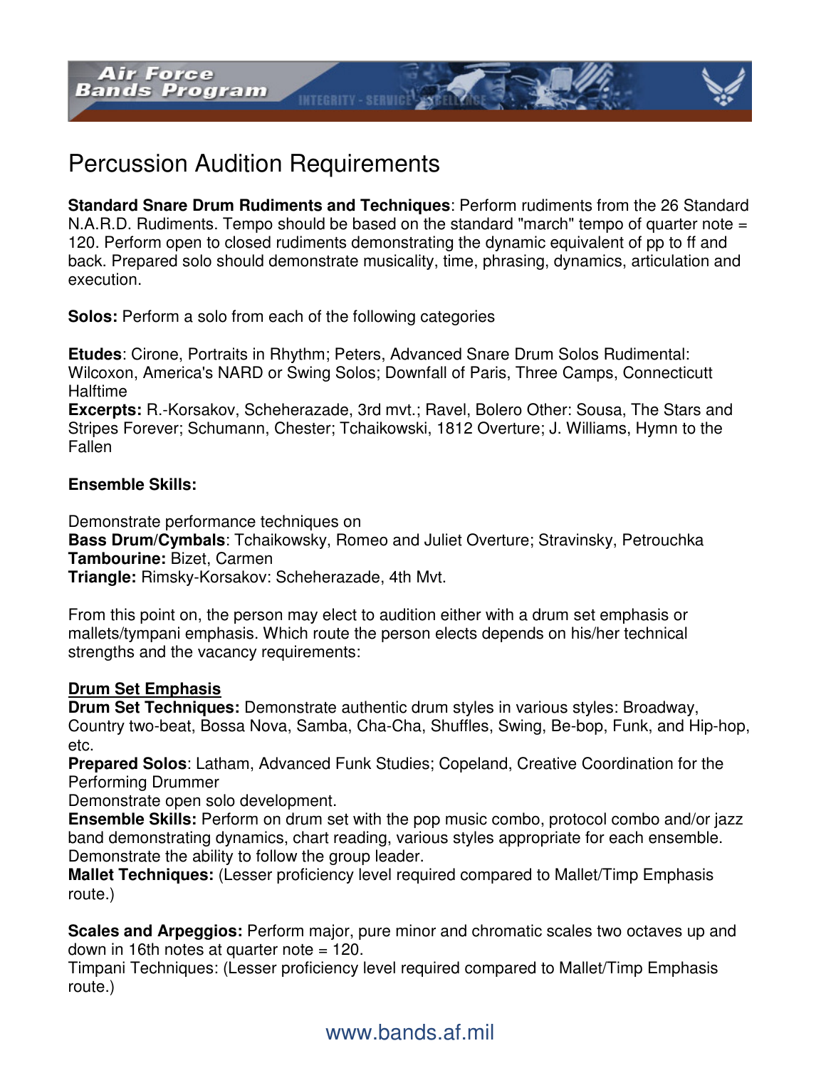# Percussion Audition Requirements

**Standard Snare Drum Rudiments and Techniques**: Perform rudiments from the 26 Standard N.A.R.D. Rudiments. Tempo should be based on the standard "march" tempo of quarter note = 120. Perform open to closed rudiments demonstrating the dynamic equivalent of pp to ff and back. Prepared solo should demonstrate musicality, time, phrasing, dynamics, articulation and execution.

**Solos:** Perform a solo from each of the following categories

**Etudes**: Cirone, Portraits in Rhythm; Peters, Advanced Snare Drum Solos Rudimental: Wilcoxon, America's NARD or Swing Solos; Downfall of Paris, Three Camps, Connecticutt Halftime
**Excerpts:** R.-Korsakov, Scheherazade, 3rd mvt.; Ravel, Bolero Other: Sousa, The Stars and Stripes Forever; Schumann, Chester; Tchaikowski, 1812 Overture; J. Williams, Hymn to the Fallen

**Ensemble Skills:**

Demonstrate performance techniques on
**Bass Drum/Cymbals**: Tchaikowsky, Romeo and Juliet Overture; Stravinsky, Petrouchka
**Tambourine:** Bizet, Carmen
**Triangle:** Rimsky-Korsakov: Scheherazade, 4th Mvt.

From this point on, the person may elect to audition either with a drum set emphasis or mallets/tympani emphasis. Which route the person elects depends on his/her technical strengths and the vacancy requirements:

## Drum Set Emphasis

**Drum Set Techniques:** Demonstrate authentic drum styles in various styles: Broadway, Country two-beat, Bossa Nova, Samba, Cha-Cha, Shuffles, Swing, Be-bop, Funk, and Hip-hop, etc.
**Prepared Solos**: Latham, Advanced Funk Studies; Copeland, Creative Coordination for the Performing Drummer
Demonstrate open solo development.
**Ensemble Skills:** Perform on drum set with the pop music combo, protocol combo and/or jazz band demonstrating dynamics, chart reading, various styles appropriate for each ensemble. Demonstrate the ability to follow the group leader.
**Mallet Techniques:** (Lesser proficiency level required compared to Mallet/Timp Emphasis route.)

**Scales and Arpeggios:** Perform major, pure minor and chromatic scales two octaves up and down in 16th notes at quarter note = 120.
Timpani Techniques: (Lesser proficiency level required compared to Mallet/Timp Emphasis route.)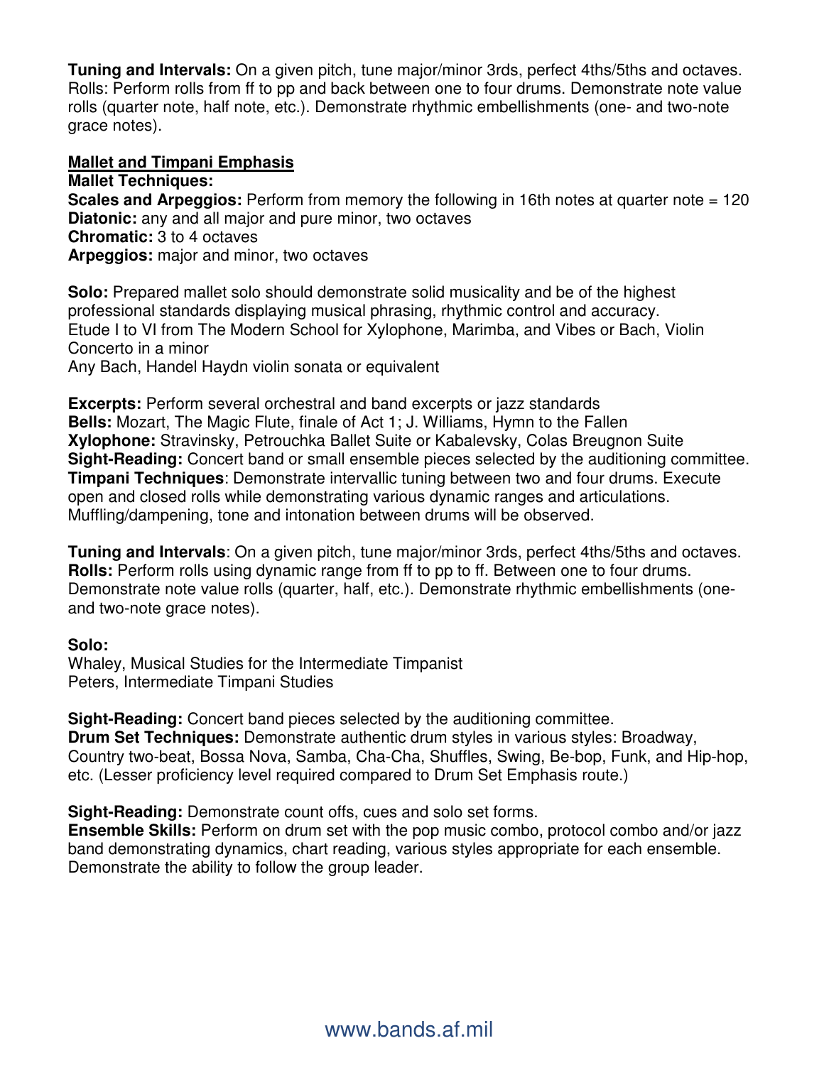**Tuning and Intervals:** On a given pitch, tune major/minor 3rds, perfect 4ths/5ths and octaves. Rolls: Perform rolls from ff to pp and back between one to four drums. Demonstrate note value rolls (quarter note, half note, etc.). Demonstrate rhythmic embellishments (one- and two-note grace notes).

**<u>Mallet and Timpani Emphasis</u>**

**Mallet Techniques:**
**Scales and Arpeggios:** Perform from memory the following in 16th notes at quarter note = 120
**Diatonic:** any and all major and pure minor, two octaves
**Chromatic:** 3 to 4 octaves
**Arpeggios:** major and minor, two octaves

**Solo:** Prepared mallet solo should demonstrate solid musicality and be of the highest professional standards displaying musical phrasing, rhythmic control and accuracy.
Etude I to VI from The Modern School for Xylophone, Marimba, and Vibes or Bach, Violin Concerto in a minor
Any Bach, Handel Haydn violin sonata or equivalent

**Excerpts:** Perform several orchestral and band excerpts or jazz standards
**Bells:** Mozart, The Magic Flute, finale of Act 1; J. Williams, Hymn to the Fallen
**Xylophone:** Stravinsky, Petrouchka Ballet Suite or Kabalevsky, Colas Breugnon Suite
**Sight-Reading:** Concert band or small ensemble pieces selected by the auditioning committee.
**Timpani Techniques**: Demonstrate intervallic tuning between two and four drums. Execute open and closed rolls while demonstrating various dynamic ranges and articulations. Muffling/dampening, tone and intonation between drums will be observed.

**Tuning and Intervals**: On a given pitch, tune major/minor 3rds, perfect 4ths/5ths and octaves.
**Rolls:** Perform rolls using dynamic range from ff to pp to ff. Between one to four drums. Demonstrate note value rolls (quarter, half, etc.). Demonstrate rhythmic embellishments (one- and two-note grace notes).

**Solo:**
Whaley, Musical Studies for the Intermediate Timpanist
Peters, Intermediate Timpani Studies

**Sight-Reading:** Concert band pieces selected by the auditioning committee.
**Drum Set Techniques:** Demonstrate authentic drum styles in various styles: Broadway, Country two-beat, Bossa Nova, Samba, Cha-Cha, Shuffles, Swing, Be-bop, Funk, and Hip-hop, etc. (Lesser proficiency level required compared to Drum Set Emphasis route.)

**Sight-Reading:** Demonstrate count offs, cues and solo set forms.
**Ensemble Skills:** Perform on drum set with the pop music combo, protocol combo and/or jazz band demonstrating dynamics, chart reading, various styles appropriate for each ensemble. Demonstrate the ability to follow the group leader.